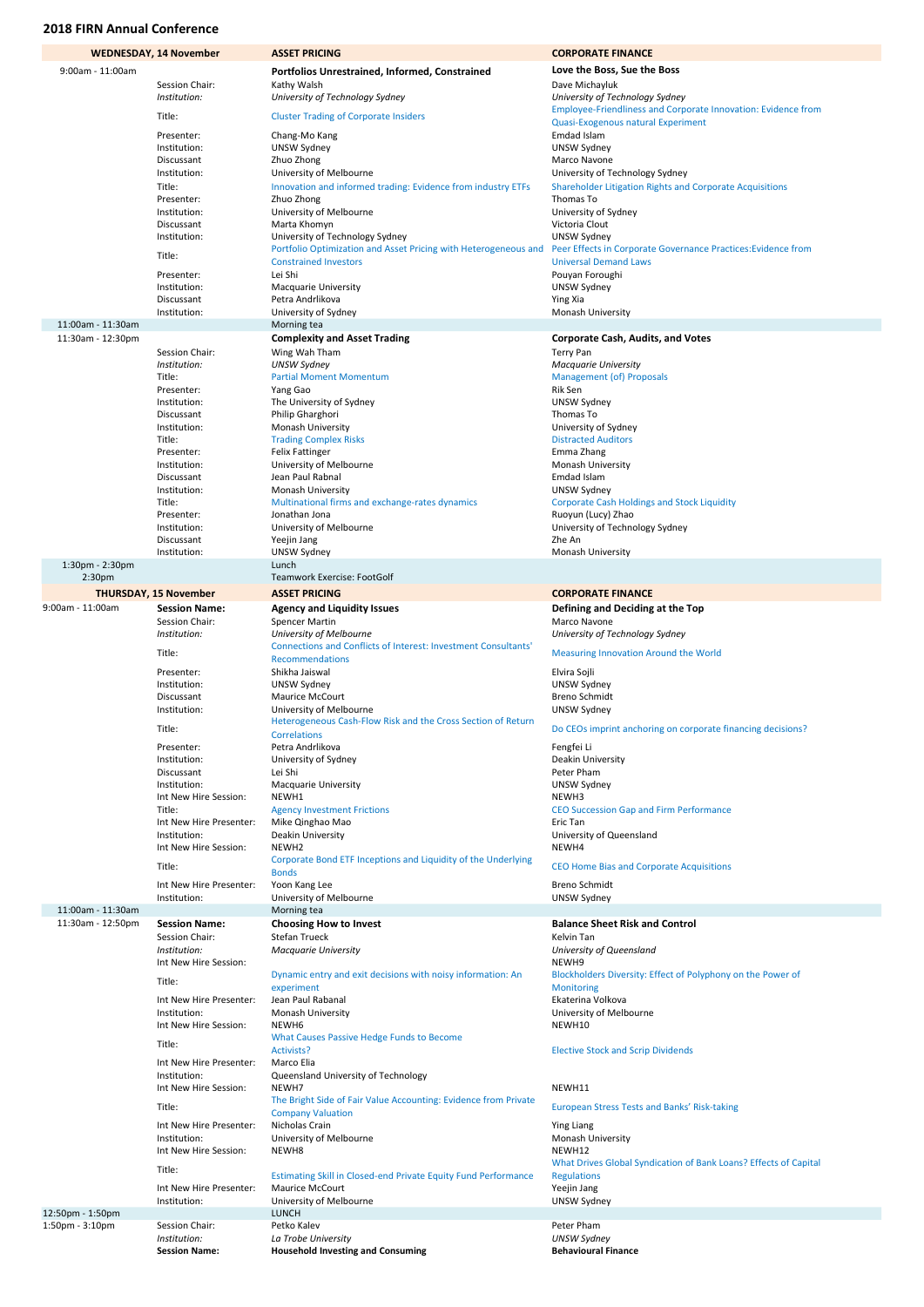## 2018 FIRN Annual Conference

| WEDNESDAY, 14 November | | ASSET PRICING | CORPORATE FINANCE |
|---|---|---|---|
| 9:00am - 11:00am | | **Portfolios Unrestrained, Informed, Constrained** | **Love the Boss, Sue the Boss** |
| | Session Chair: | Kathy Walsh | Dave Michayluk |
| | *Institution:* | *University of Technology Sydney* | *University of Technology Sydney* |
| | Title: | Cluster Trading of Corporate Insiders | Employee-Friendliness and Corporate Innovation: Evidence from Quasi-Exogenous natural Experiment |
| | Presenter: | Chang-Mo Kang | Emdad Islam |
| | Institution: | UNSW Sydney | UNSW Sydney |
| | Discussant | Zhuo Zhong | Marco Navone |
| | Institution: | University of Melbourne | University of Technology Sydney |
| | Title: | Innovation and informed trading: Evidence from industry ETFs | Shareholder Litigation Rights and Corporate Acquisitions |
| | Presenter: | Zhuo Zhong | Thomas To |
| | Institution: | University of Melbourne | University of Sydney |
| | Discussant | Marta Khomyn | Victoria Clout |
| | Institution: | University of Technology Sydney | UNSW Sydney |
| | Title: | Portfolio Optimization and Asset Pricing with Heterogeneous and Constrained Investors | Peer Effects in Corporate Governance Practices:Evidence from Universal Demand Laws |
| | Presenter: | Lei Shi | Pouyan Foroughi |
| | Institution: | Macquarie University | UNSW Sydney |
| | Discussant | Petra Andrlikova | Ying Xia |
| | Institution: | University of Sydney | Monash University |
| 11:00am - 11:30am | | Morning tea | |
| 11:30am - 12:30pm | | **Complexity and Asset Trading** | **Corporate Cash, Audits, and Votes** |
| | Session Chair: | Wing Wah Tham | Terry Pan |
| | *Institution:* | *UNSW Sydney* | *Macquarie University* |
| | Title: | Partial Moment Momentum | Management (of) Proposals |
| | Presenter: | Yang Gao | Rik Sen |
| | Institution: | The University of Sydney | UNSW Sydney |
| | Discussant | Philip Gharghori | Thomas To |
| | Institution: | Monash University | University of Sydney |
| | Title: | Trading Complex Risks | Distracted Auditors |
| | Presenter: | Felix Fattinger | Emma Zhang |
| | Institution: | University of Melbourne | Monash University |
| | Discussant | Jean Paul Rabnal | Emdad Islam |
| | Institution: | Monash University | UNSW Sydney |
| | Title: | Multinational firms and exchange-rates dynamics | Corporate Cash Holdings and Stock Liquidity |
| | Presenter: | Jonathan Jona | Ruoyun (Lucy) Zhao |
| | Institution: | University of Melbourne | University of Technology Sydney |
| | Discussant | Yeejin Jang | Zhe An |
| | Institution: | UNSW Sydney | Monash University |
| 1:30pm - 2:30pm | | Lunch | |
| 2:30pm | | Teamwork Exercise: FootGolf | |
| **THURSDAY, 15 November** | | **ASSET PRICING** | **CORPORATE FINANCE** |
| 9:00am - 11:00am | **Session Name:** | **Agency and Liquidity Issues** | **Defining and Deciding at the Top** |
| | Session Chair: | Spencer Martin | Marco Navone |
| | *Institution:* | *University of Melbourne* | *University of Technology Sydney* |
| | Title: | Connections and Conflicts of Interest: Investment Consultants' Recommendations | Measuring Innovation Around the World |
| | Presenter: | Shikha Jaiswal | Elvira Sojli |
| | Institution: | UNSW Sydney | UNSW Sydney |
| | Discussant | Maurice McCourt | Breno Schmidt |
| | Institution: | University of Melbourne | UNSW Sydney |
| | Title: | Heterogeneous Cash-Flow Risk and the Cross Section of Return Correlations | Do CEOs imprint anchoring on corporate financing decisions? |
| | Presenter: | Petra Andrlikova | Fengfei Li |
| | Institution: | University of Sydney | Deakin University |
| | Discussant | Lei Shi | Peter Pham |
| | Institution: | Macquarie University | UNSW Sydney |
| | Int New Hire Session: | NEWH1 | NEWH3 |
| | Title: | Agency Investment Frictions | CEO Succession Gap and Firm Performance |
| | Int New Hire Presenter: | Mike Qinghao Mao | Eric Tan |
| | Institution: | Deakin University | University of Queensland |
| | Int New Hire Session: | NEWH2 | NEWH4 |
| | Title: | Corporate Bond ETF Inceptions and Liquidity of the Underlying Bonds | CEO Home Bias and Corporate Acquisitions |
| | Int New Hire Presenter: | Yoon Kang Lee | Breno Schmidt |
| | Institution: | University of Melbourne | UNSW Sydney |
| 11:00am - 11:30am | | Morning tea | |
| 11:30am - 12:50pm | **Session Name:** | **Choosing How to Invest** | **Balance Sheet Risk and Control** |
| | Session Chair: | Stefan Trueck | Kelvin Tan |
| | *Institution:* | *Macquarie University* | *University of Queensland* |
| | Int New Hire Session: | | NEWH9 |
| | Title: | Dynamic entry and exit decisions with noisy information: An experiment | Blockholders Diversity: Effect of Polyphony on the Power of Monitoring |
| | Int New Hire Presenter: | Jean Paul Rabanal | Ekaterina Volkova |
| | Institution: | Monash University | University of Melbourne |
| | Int New Hire Session: | NEWH6 | NEWH10 |
| | Title: | What Causes Passive Hedge Funds to Become Activists? | Elective Stock and Scrip Dividends |
| | Int New Hire Presenter: | Marco Elia | |
| | Institution: | Queensland University of Technology | |
| | Int New Hire Session: | NEWH7 | NEWH11 |
| | Title: | The Bright Side of Fair Value Accounting: Evidence from Private Company Valuation | European Stress Tests and Banks' Risk-taking |
| | Int New Hire Presenter: | Nicholas Crain | Ying Liang |
| | Institution: | University of Melbourne | Monash University |
| | Int New Hire Session: | NEWH8 | NEWH12 |
| | Title: | Estimating Skill in Closed-end Private Equity Fund Performance | What Drives Global Syndication of Bank Loans? Effects of Capital Regulations |
| | Int New Hire Presenter: | Maurice McCourt | Yeejin Jang |
| | Institution: | University of Melbourne | UNSW Sydney |
| 12:50pm - 1:50pm | | LUNCH | |
| 1:50pm - 3:10pm | Session Chair: | Petko Kalev | Peter Pham |
| | *Institution:* | *La Trobe University* | *UNSW Sydney* |
| | **Session Name:** | **Household Investing and Consuming** | **Behavioural Finance** |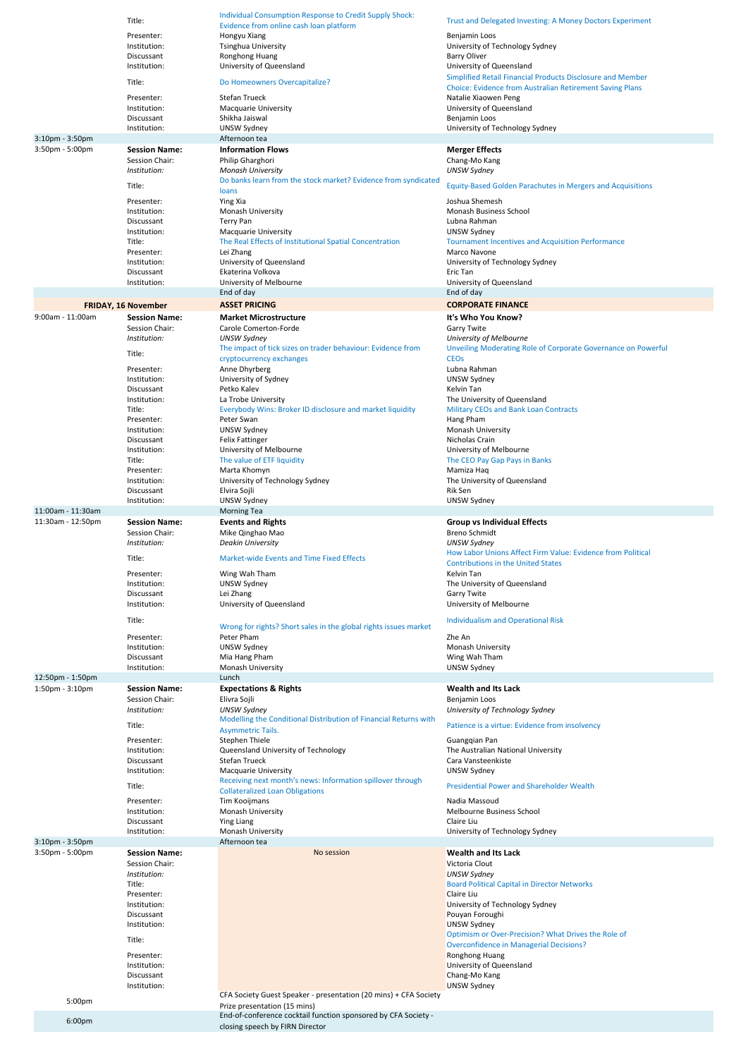| | | | |
|---|---|---|---|
| | Title: | Individual Consumption Response to Credit Supply Shock: Evidence from online cash loan platform | Trust and Delegated Investing: A Money Doctors Experiment |
| | Presenter: | Hongyu Xiang | Benjamin Loos |
| | Institution: | Tsinghua University | University of Technology Sydney |
| | Discussant | Ronghong Huang | Barry Oliver |
| | Institution: | University of Queensland | University of Queensland |
| | Title: | Do Homeowners Overcapitalize? | Simplified Retail Financial Products Disclosure and Member Choice: Evidence from Australian Retirement Saving Plans |
| | Presenter: | Stefan Trueck | Natalie Xiaowen Peng |
| | Institution: | Macquarie University | University of Queensland |
| | Discussant | Shikha Jaiswal | Benjamin Loos |
| | Institution: | UNSW Sydney | University of Technology Sydney |
| 3:10pm - 3:50pm | | Afternoon tea | |
| 3:50pm - 5:00pm | **Session Name:** | **Information Flows** | **Merger Effects** |
| | Session Chair: | Philip Gharghori | Chang-Mo Kang |
| | *Institution:* | *Monash University* | *UNSW Sydney* |
| | Title: | Do banks learn from the stock market? Evidence from syndicated loans | Equity-Based Golden Parachutes in Mergers and Acquisitions |
| | Presenter: | Ying Xia | Joshua Shemesh |
| | Institution: | Monash University | Monash Business School |
| | Discussant | Terry Pan | Lubna Rahman |
| | Institution: | Macquarie University | UNSW Sydney |
| | Title: | The Real Effects of Institutional Spatial Concentration | Tournament Incentives and Acquisition Performance |
| | Presenter: | Lei Zhang | Marco Navone |
| | Institution: | University of Queensland | University of Technology Sydney |
| | Discussant | Ekaterina Volkova | Eric Tan |
| | Institution: | University of Melbourne | University of Queensland |
| | | End of day | End of day |
| **FRIDAY, 16 November** | | **ASSET PRICING** | **CORPORATE FINANCE** |
| 9:00am - 11:00am | **Session Name:** | **Market Microstructure** | **It's Who You Know?** |
| | Session Chair: | Carole Comerton-Forde | Garry Twite |
| | *Institution:* | *UNSW Sydney* | *University of Melbourne* |
| | Title: | The impact of tick sizes on trader behaviour: Evidence from cryptocurrency exchanges | Unveiling Moderating Role of Corporate Governance on Powerful CEOs |
| | Presenter: | Anne Dhyrberg | Lubna Rahman |
| | Institution: | University of Sydney | UNSW Sydney |
| | Discussant | Petko Kalev | Kelvin Tan |
| | Institution: | La Trobe University | The University of Queensland |
| | Title: | Everybody Wins: Broker ID disclosure and market liquidity | Military CEOs and Bank Loan Contracts |
| | Presenter: | Peter Swan | Hang Pham |
| | Institution: | UNSW Sydney | Monash University |
| | Discussant | Felix Fattinger | Nicholas Crain |
| | Institution: | University of Melbourne | University of Melbourne |
| | Title: | The value of ETF liquidity | The CEO Pay Gap Pays in Banks |
| | Presenter: | Marta Khomyn | Mamiza Haq |
| | Institution: | University of Technology Sydney | The University of Queensland |
| | Discussant | Elvira Sojli | Rik Sen |
| | Institution: | UNSW Sydney | UNSW Sydney |
| 11:00am - 11:30am | | Morning Tea | |
| 11:30am - 12:50pm | **Session Name:** | **Events and Rights** | **Group vs Individual Effects** |
| | Session Chair: | Mike Qinghao Mao | Breno Schmidt |
| | *Institution:* | *Deakin University* | *UNSW Sydney* |
| | Title: | Market-wide Events and Time Fixed Effects | How Labor Unions Affect Firm Value: Evidence from Political Contributions in the United States |
| | Presenter: | Wing Wah Tham | Kelvin Tan |
| | Institution: | UNSW Sydney | The University of Queensland |
| | Discussant | Lei Zhang | Garry Twite |
| | Institution: | University of Queensland | University of Melbourne |
| | Title: | Wrong for rights? Short sales in the global rights issues market | Individualism and Operational Risk |
| | Presenter: | Peter Pham | Zhe An |
| | Institution: | UNSW Sydney | Monash University |
| | Discussant | Mia Hang Pham | Wing Wah Tham |
| | Institution: | Monash University | UNSW Sydney |
| 12:50pm - 1:50pm | | Lunch | |
| 1:50pm - 3:10pm | **Session Name:** | **Expectations & Rights** | **Wealth and Its Lack** |
| | Session Chair: | Elivra Sojli | Benjamin Loos |
| | *Institution:* | *UNSW Sydney* | *University of Technology Sydney* |
| | Title: | Modelling the Conditional Distribution of Financial Returns with Asymmetric Tails. | Patience is a virtue: Evidence from insolvency |
| | Presenter: | Stephen Thiele | Guangqian Pan |
| | Institution: | Queensland University of Technology | The Australian National University |
| | Discussant | Stefan Trueck | Cara Vansteenkiste |
| | Institution: | Macquarie University | UNSW Sydney |
| | Title: | Receiving next month's news: Information spillover through Collateralized Loan Obligations | Presidential Power and Shareholder Wealth |
| | Presenter: | Tim Kooijmans | Nadia Massoud |
| | Institution: | Monash University | Melbourne Business School |
| | Discussant | Ying Liang | Claire Liu |
| | Institution: | Monash University | University of Technology Sydney |
| 3:10pm - 3:50pm | | Afternoon tea | |
| 3:50pm - 5:00pm | **Session Name:** | No session | **Wealth and Its Lack** |
| | Session Chair: | | Victoria Clout |
| | *Institution:* | | *UNSW Sydney* |
| | Title: | | Board Political Capital in Director Networks |
| | Presenter: | | Claire Liu |
| | Institution: | | University of Technology Sydney |
| | Discussant | | Pouyan Foroughi |
| | Institution: | | UNSW Sydney |
| | Title: | | Optimism or Over-Precision? What Drives the Role of Overconfidence in Managerial Decisions? |
| | Presenter: | | Ronghong Huang |
| | Institution: | | University of Queensland |
| | Discussant | | Chang-Mo Kang |
| | Institution: | | UNSW Sydney |
| 5:00pm | | CFA Society Guest Speaker - presentation (20 mins) + CFA Society Prize presentation (15 mins) | |
| 6:00pm | | End-of-conference cocktail function sponsored by CFA Society - closing speech by FIRN Director | |